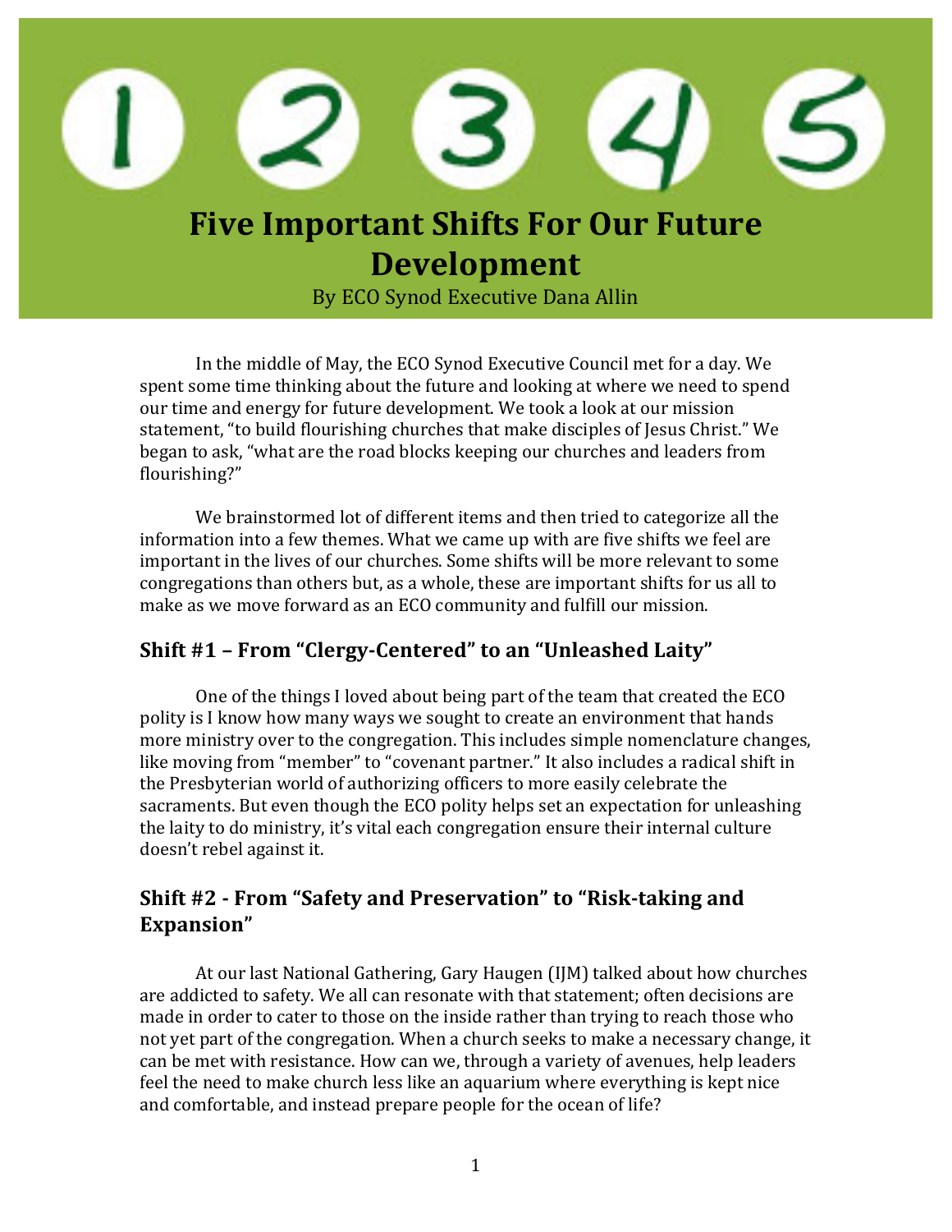# Five Important Shifts For Our Future Development

By ECO Synod Executive Dana Allin

In the middle of May, the ECO Synod Executive Council met for a day. We spent some time thinking about the future and looking at where we need to spend our time and energy for future development. We took a look at our mission statement, "to build flourishing churches that make disciples of Jesus Christ." We began to ask, "what are the road blocks keeping our churches and leaders from flourishing?"

We brainstormed lot of different items and then tried to categorize all the information into a few themes. What we came up with are five shifts we feel are important in the lives of our churches. Some shifts will be more relevant to some congregations than others but, as a whole, these are important shifts for us all to make as we move forward as an ECO community and fulfill our mission.

## Shift #1 – From "Clergy-Centered" to an "Unleashed Laity"

One of the things I loved about being part of the team that created the ECO polity is I know how many ways we sought to create an environment that hands more ministry over to the congregation. This includes simple nomenclature changes, like moving from "member" to "covenant partner." It also includes a radical shift in the Presbyterian world of authorizing officers to more easily celebrate the sacraments. But even though the ECO polity helps set an expectation for unleashing the laity to do ministry, it's vital each congregation ensure their internal culture doesn't rebel against it.

## Shift #2 - From "Safety and Preservation" to "Risk-taking and Expansion"

At our last National Gathering, Gary Haugen (IJM) talked about how churches are addicted to safety. We all can resonate with that statement; often decisions are made in order to cater to those on the inside rather than trying to reach those who not yet part of the congregation. When a church seeks to make a necessary change, it can be met with resistance. How can we, through a variety of avenues, help leaders feel the need to make church less like an aquarium where everything is kept nice and comfortable, and instead prepare people for the ocean of life?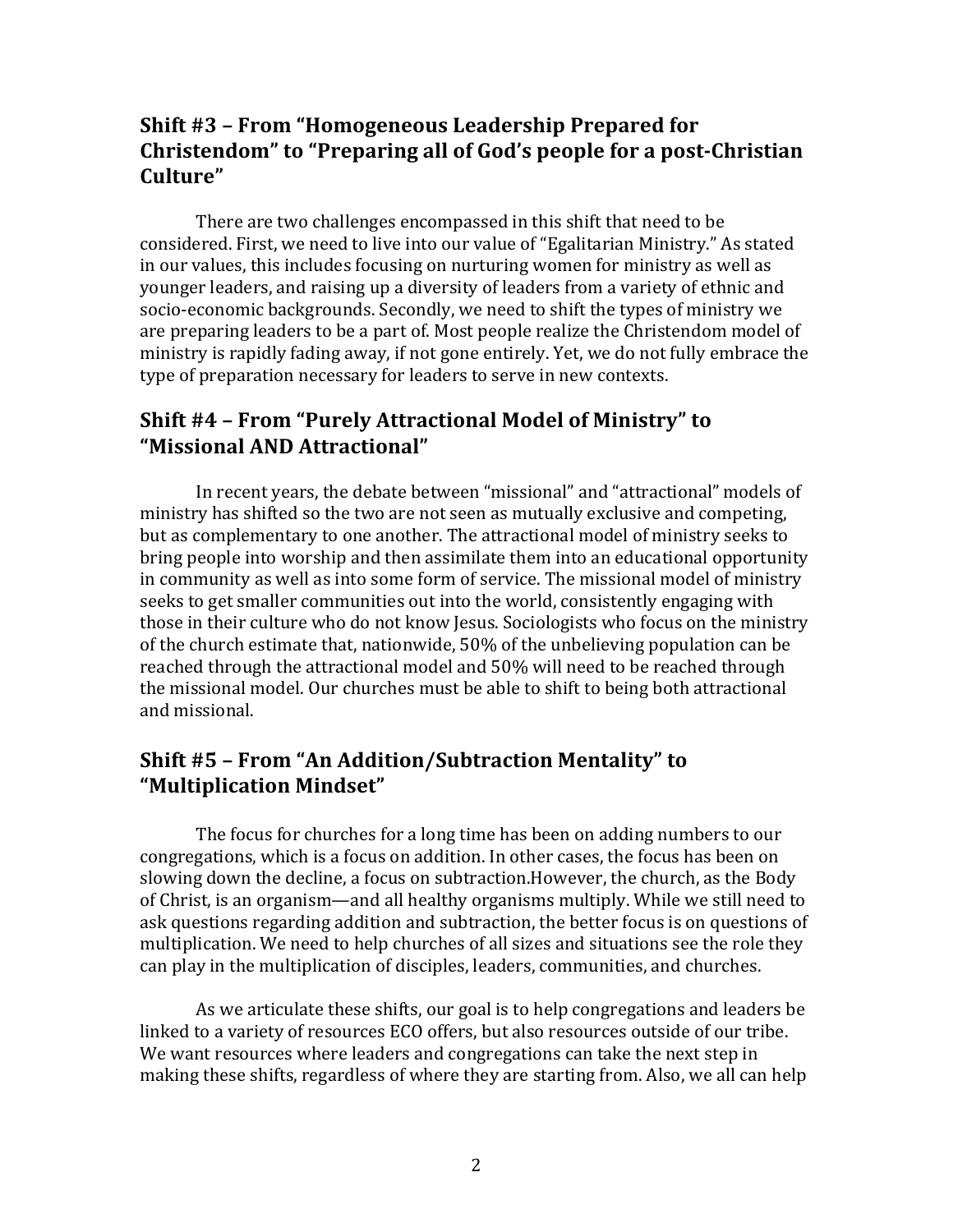## Shift #3 – From "Homogeneous Leadership Prepared for Christendom" to "Preparing all of God's people for a post-Christian Culture"

There are two challenges encompassed in this shift that need to be considered. First, we need to live into our value of "Egalitarian Ministry." As stated in our values, this includes focusing on nurturing women for ministry as well as younger leaders, and raising up a diversity of leaders from a variety of ethnic and socio-economic backgrounds. Secondly, we need to shift the types of ministry we are preparing leaders to be a part of. Most people realize the Christendom model of ministry is rapidly fading away, if not gone entirely. Yet, we do not fully embrace the type of preparation necessary for leaders to serve in new contexts.

## Shift #4 – From "Purely Attractional Model of Ministry" to "Missional AND Attractional"

In recent years, the debate between "missional" and "attractional" models of ministry has shifted so the two are not seen as mutually exclusive and competing, but as complementary to one another. The attractional model of ministry seeks to bring people into worship and then assimilate them into an educational opportunity in community as well as into some form of service. The missional model of ministry seeks to get smaller communities out into the world, consistently engaging with those in their culture who do not know Jesus. Sociologists who focus on the ministry of the church estimate that, nationwide, 50% of the unbelieving population can be reached through the attractional model and 50% will need to be reached through the missional model. Our churches must be able to shift to being both attractional and missional.

## Shift #5 – From "An Addition/Subtraction Mentality" to "Multiplication Mindset"

The focus for churches for a long time has been on adding numbers to our congregations, which is a focus on addition. In other cases, the focus has been on slowing down the decline, a focus on subtraction.However, the church, as the Body of Christ, is an organism—and all healthy organisms multiply. While we still need to ask questions regarding addition and subtraction, the better focus is on questions of multiplication. We need to help churches of all sizes and situations see the role they can play in the multiplication of disciples, leaders, communities, and churches.

As we articulate these shifts, our goal is to help congregations and leaders be linked to a variety of resources ECO offers, but also resources outside of our tribe. We want resources where leaders and congregations can take the next step in making these shifts, regardless of where they are starting from. Also, we all can help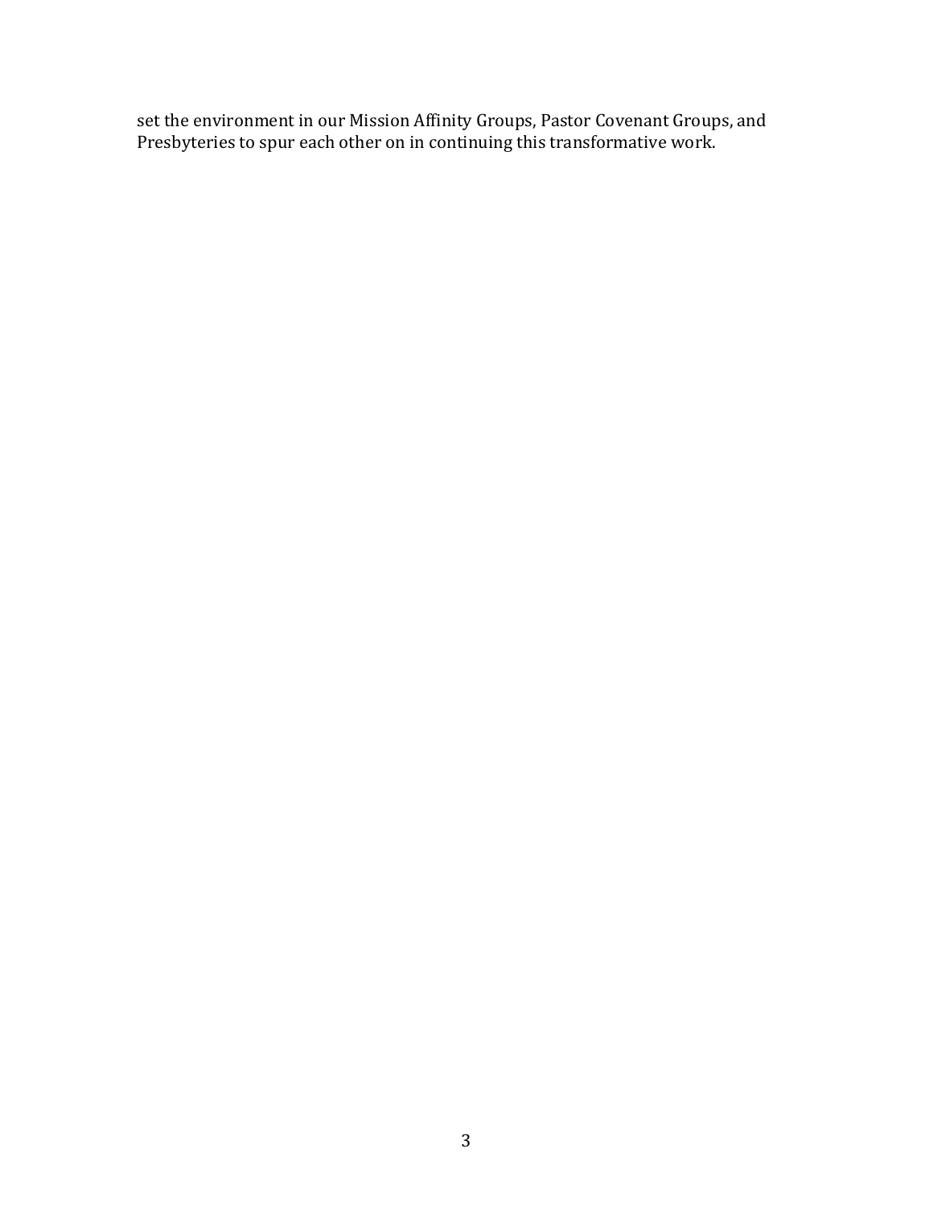set the environment in our Mission Affinity Groups, Pastor Covenant Groups, and Presbyteries to spur each other on in continuing this transformative work.